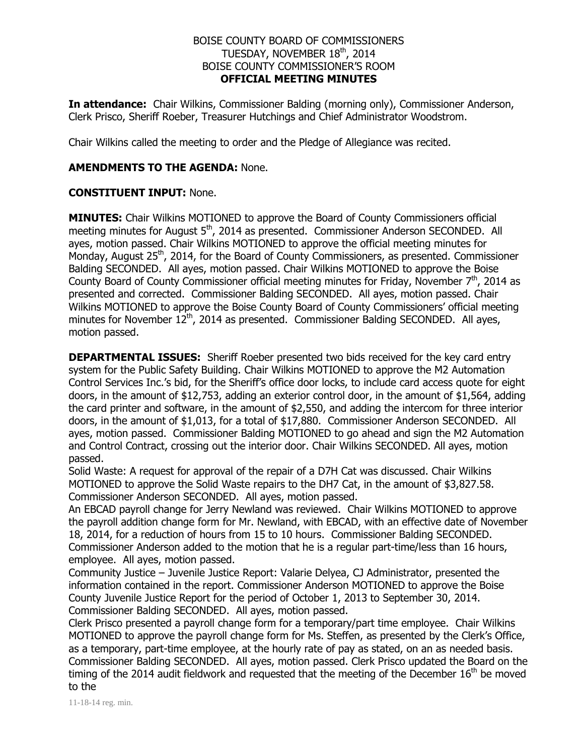BOISE COUNTY BOARD OF COMMISSIONERS
TUESDAY, NOVEMBER 18th, 2014
BOISE COUNTY COMMISSIONER'S ROOM
**OFFICIAL MEETING MINUTES**

**In attendance:** Chair Wilkins, Commissioner Balding (morning only), Commissioner Anderson, Clerk Prisco, Sheriff Roeber, Treasurer Hutchings and Chief Administrator Woodstrom.

Chair Wilkins called the meeting to order and the Pledge of Allegiance was recited.

**AMENDMENTS TO THE AGENDA:** None.

**CONSTITUENT INPUT:** None.

**MINUTES:** Chair Wilkins MOTIONED to approve the Board of County Commissioners official meeting minutes for August 5th, 2014 as presented. Commissioner Anderson SECONDED. All ayes, motion passed. Chair Wilkins MOTIONED to approve the official meeting minutes for Monday, August 25th, 2014, for the Board of County Commissioners, as presented. Commissioner Balding SECONDED. All ayes, motion passed. Chair Wilkins MOTIONED to approve the Boise County Board of County Commissioner official meeting minutes for Friday, November 7th, 2014 as presented and corrected. Commissioner Balding SECONDED. All ayes, motion passed. Chair Wilkins MOTIONED to approve the Boise County Board of County Commissioners' official meeting minutes for November 12th, 2014 as presented. Commissioner Balding SECONDED. All ayes, motion passed.

**DEPARTMENTAL ISSUES:** Sheriff Roeber presented two bids received for the key card entry system for the Public Safety Building. Chair Wilkins MOTIONED to approve the M2 Automation Control Services Inc.'s bid, for the Sheriff's office door locks, to include card access quote for eight doors, in the amount of $12,753, adding an exterior control door, in the amount of $1,564, adding the card printer and software, in the amount of $2,550, and adding the intercom for three interior doors, in the amount of $1,013, for a total of $17,880. Commissioner Anderson SECONDED. All ayes, motion passed. Commissioner Balding MOTIONED to go ahead and sign the M2 Automation and Control Contract, crossing out the interior door. Chair Wilkins SECONDED. All ayes, motion passed.

Solid Waste: A request for approval of the repair of a D7H Cat was discussed. Chair Wilkins MOTIONED to approve the Solid Waste repairs to the DH7 Cat, in the amount of $3,827.58. Commissioner Anderson SECONDED. All ayes, motion passed.

An EBCAD payroll change for Jerry Newland was reviewed. Chair Wilkins MOTIONED to approve the payroll addition change form for Mr. Newland, with EBCAD, with an effective date of November 18, 2014, for a reduction of hours from 15 to 10 hours. Commissioner Balding SECONDED. Commissioner Anderson added to the motion that he is a regular part-time/less than 16 hours, employee. All ayes, motion passed.

Community Justice – Juvenile Justice Report: Valarie Delyea, CJ Administrator, presented the information contained in the report. Commissioner Anderson MOTIONED to approve the Boise County Juvenile Justice Report for the period of October 1, 2013 to September 30, 2014. Commissioner Balding SECONDED. All ayes, motion passed.

Clerk Prisco presented a payroll change form for a temporary/part time employee. Chair Wilkins MOTIONED to approve the payroll change form for Ms. Steffen, as presented by the Clerk's Office, as a temporary, part-time employee, at the hourly rate of pay as stated, on an as needed basis. Commissioner Balding SECONDED. All ayes, motion passed. Clerk Prisco updated the Board on the timing of the 2014 audit fieldwork and requested that the meeting of the December 16th be moved to the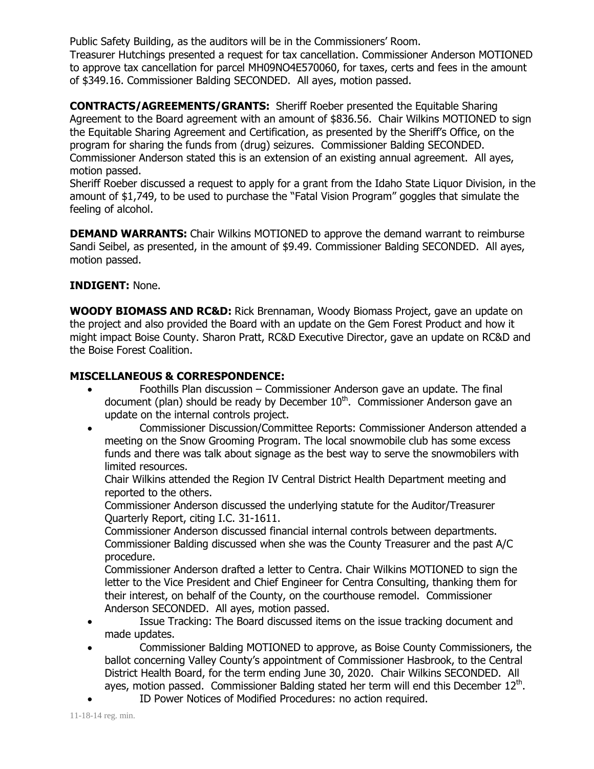Public Safety Building, as the auditors will be in the Commissioners' Room.
Treasurer Hutchings presented a request for tax cancellation. Commissioner Anderson MOTIONED to approve tax cancellation for parcel MH09NO4E570060, for taxes, certs and fees in the amount of $349.16. Commissioner Balding SECONDED. All ayes, motion passed.

**CONTRACTS/AGREEMENTS/GRANTS:** Sheriff Roeber presented the Equitable Sharing Agreement to the Board agreement with an amount of $836.56. Chair Wilkins MOTIONED to sign the Equitable Sharing Agreement and Certification, as presented by the Sheriff's Office, on the program for sharing the funds from (drug) seizures. Commissioner Balding SECONDED. Commissioner Anderson stated this is an extension of an existing annual agreement. All ayes, motion passed.
Sheriff Roeber discussed a request to apply for a grant from the Idaho State Liquor Division, in the amount of $1,749, to be used to purchase the "Fatal Vision Program" goggles that simulate the feeling of alcohol.

**DEMAND WARRANTS:** Chair Wilkins MOTIONED to approve the demand warrant to reimburse Sandi Seibel, as presented, in the amount of $9.49. Commissioner Balding SECONDED. All ayes, motion passed.

**INDIGENT:** None.

**WOODY BIOMASS AND RC&D:** Rick Brennaman, Woody Biomass Project, gave an update on the project and also provided the Board with an update on the Gem Forest Product and how it might impact Boise County. Sharon Pratt, RC&D Executive Director, gave an update on RC&D and the Boise Forest Coalition.

**MISCELLANEOUS & CORRESPONDENCE:**

- Foothills Plan discussion – Commissioner Anderson gave an update. The final document (plan) should be ready by December 10th. Commissioner Anderson gave an update on the internal controls project.
- Commissioner Discussion/Committee Reports: Commissioner Anderson attended a meeting on the Snow Grooming Program. The local snowmobile club has some excess funds and there was talk about signage as the best way to serve the snowmobilers with limited resources.
  Chair Wilkins attended the Region IV Central District Health Department meeting and reported to the others.
  Commissioner Anderson discussed the underlying statute for the Auditor/Treasurer Quarterly Report, citing I.C. 31-1611.
  Commissioner Anderson discussed financial internal controls between departments. Commissioner Balding discussed when she was the County Treasurer and the past A/C procedure.
  Commissioner Anderson drafted a letter to Centra. Chair Wilkins MOTIONED to sign the letter to the Vice President and Chief Engineer for Centra Consulting, thanking them for their interest, on behalf of the County, on the courthouse remodel. Commissioner Anderson SECONDED. All ayes, motion passed.
- Issue Tracking: The Board discussed items on the issue tracking document and made updates.
- Commissioner Balding MOTIONED to approve, as Boise County Commissioners, the ballot concerning Valley County's appointment of Commissioner Hasbrook, to the Central District Health Board, for the term ending June 30, 2020. Chair Wilkins SECONDED. All ayes, motion passed. Commissioner Balding stated her term will end this December 12th.
- ID Power Notices of Modified Procedures: no action required.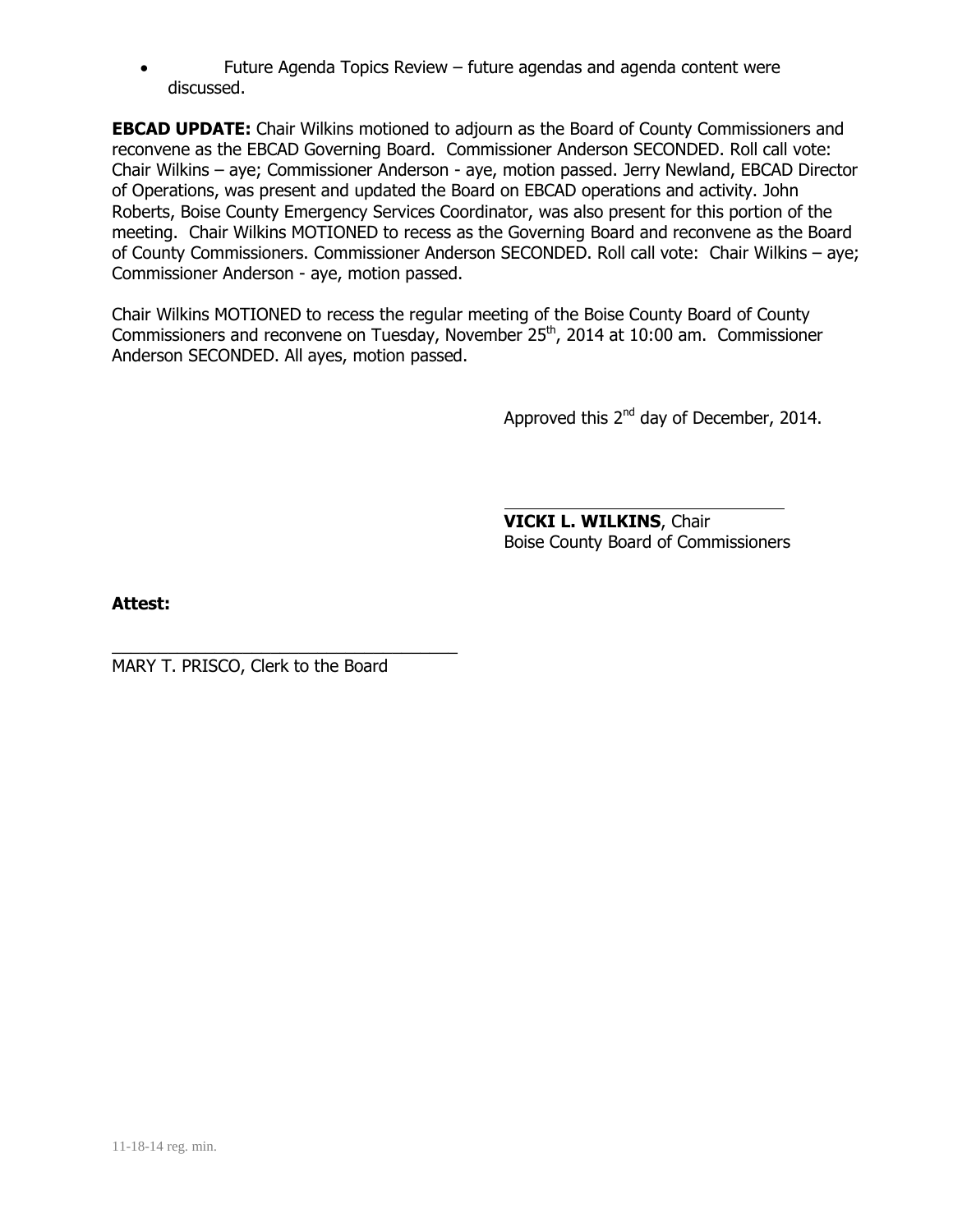- Future Agenda Topics Review – future agendas and agenda content were discussed.

**EBCAD UPDATE:** Chair Wilkins motioned to adjourn as the Board of County Commissioners and reconvene as the EBCAD Governing Board. Commissioner Anderson SECONDED. Roll call vote: Chair Wilkins – aye; Commissioner Anderson - aye, motion passed. Jerry Newland, EBCAD Director of Operations, was present and updated the Board on EBCAD operations and activity. John Roberts, Boise County Emergency Services Coordinator, was also present for this portion of the meeting. Chair Wilkins MOTIONED to recess as the Governing Board and reconvene as the Board of County Commissioners. Commissioner Anderson SECONDED. Roll call vote: Chair Wilkins – aye; Commissioner Anderson - aye, motion passed.

Chair Wilkins MOTIONED to recess the regular meeting of the Boise County Board of County Commissioners and reconvene on Tuesday, November 25th, 2014 at 10:00 am. Commissioner Anderson SECONDED. All ayes, motion passed.

Approved this 2nd day of December, 2014.

\_\_\_\_\_\_\_\_\_\_\_\_\_\_\_\_\_\_\_\_\_\_\_\_\_\_\_\_\_\_\_\_

**VICKI L. WILKINS**, Chair
Boise County Board of Commissioners

**Attest:**

\_\_\_\_\_\_\_\_\_\_\_\_\_\_\_\_\_\_\_\_\_\_\_\_\_\_\_\_\_\_\_\_

MARY T. PRISCO, Clerk to the Board